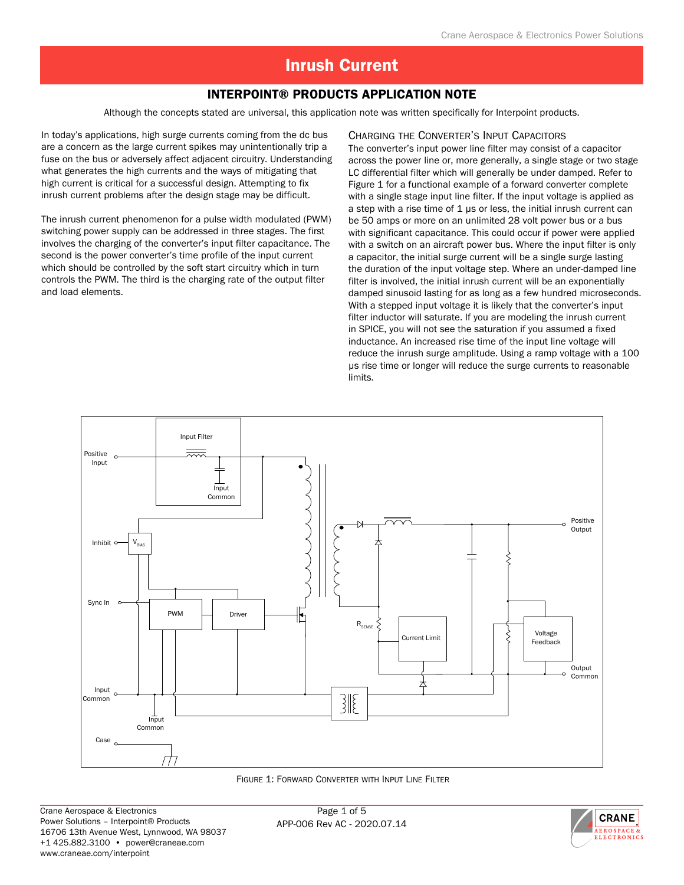# Inrush Current

## INTERPOINT® PRODUCTS APPLICATION NOTE

Although the concepts stated are universal, this application note was written specifically for Interpoint products.

In today's applications, high surge currents coming from the dc bus are a concern as the large current spikes may unintentionally trip a fuse on the bus or adversely affect adjacent circuitry. Understanding what generates the high currents and the ways of mitigating that high current is critical for a successful design. Attempting to fix inrush current problems after the design stage may be difficult.

The inrush current phenomenon for a pulse width modulated (PWM) switching power supply can be addressed in three stages. The first involves the charging of the converter's input filter capacitance. The second is the power converter's time profile of the input current which should be controlled by the soft start circuitry which in turn controls the PWM. The third is the charging rate of the output filter and load elements.

### Charging the Converter's Input Capacitors

The converter's input power line filter may consist of a capacitor across the power line or, more generally, a single stage or two stage LC differential filter which will generally be under damped. Refer to Figure 1 for a functional example of a forward converter complete with a single stage input line filter. If the input voltage is applied as a step with a rise time of 1 µs or less, the initial inrush current can be 50 amps or more on an unlimited 28 volt power bus or a bus with significant capacitance. This could occur if power were applied with a switch on an aircraft power bus. Where the input filter is only a capacitor, the initial surge current will be a single surge lasting the duration of the input voltage step. Where an under-damped line filter is involved, the initial inrush current will be an exponentially damped sinusoid lasting for as long as a few hundred microseconds. With a stepped input voltage it is likely that the converter's input filter inductor will saturate. If you are modeling the inrush current in SPICE, you will not see the saturation if you assumed a fixed inductance. An increased rise time of the input line voltage will reduce the inrush surge amplitude. Using a ramp voltage with a 100 µs rise time or longer will reduce the surge currents to reasonable limits.

Figure 1: Forward Converter with Input Line Filter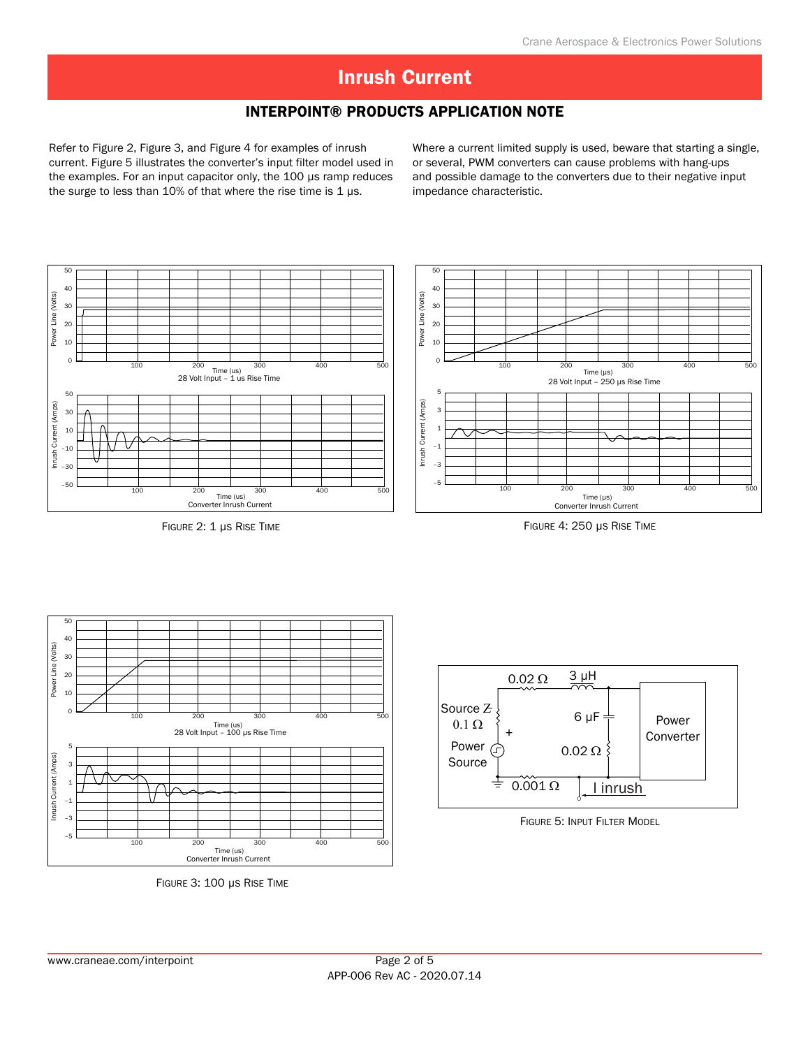# Inrush Current

## INTERPOINT® PRODUCTS APPLICATION NOTE

Refer to Figure 2, Figure 3, and Figure 4 for examples of inrush current. Figure 5 illustrates the converter's input filter model used in the examples. For an input capacitor only, the 100 µs ramp reduces the surge to less than 10% of that where the rise time is 1 µs.

Where a current limited supply is used, beware that starting a single, or several, PWM converters can cause problems with hang-ups and possible damage to the converters due to their negative input impedance characteristic.

FIGURE 2: 1 µS RISE TIME

FIGURE 4: 250 µS RISE TIME

FIGURE 3: 100 µS RISE TIME

FIGURE 5: INPUT FILTER MODEL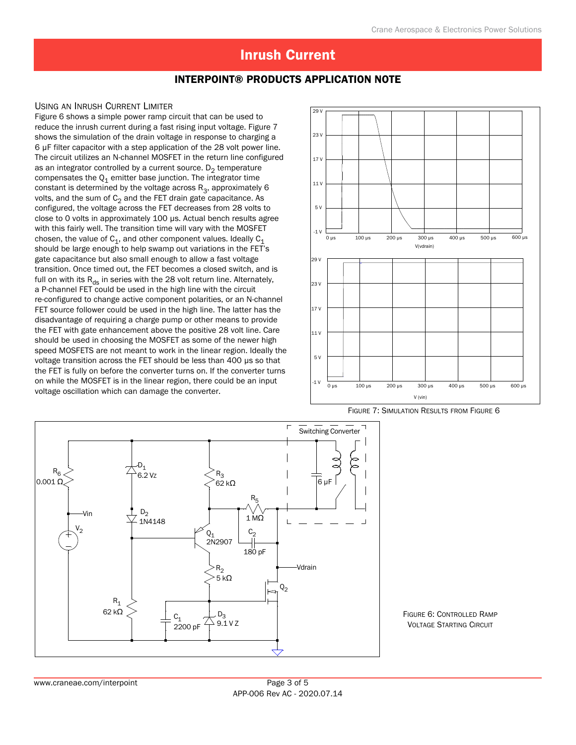# Inrush Current

## INTERPOINT® PRODUCTS APPLICATION NOTE

### Using an Inrush Current Limiter

Figure 6 shows a simple power ramp circuit that can be used to reduce the inrush current during a fast rising input voltage. Figure 7 shows the simulation of the drain voltage in response to charging a 6 µF filter capacitor with a step application of the 28 volt power line. The circuit utilizes an N-channel MOSFET in the return line configured as an integrator controlled by a current source. $D_2$ temperature compensates the $Q_1$ emitter base junction. The integrator time constant is determined by the voltage across $R_3$, approximately 6 volts, and the sum of $C_2$ and the FET drain gate capacitance. As configured, the voltage across the FET decreases from 28 volts to close to 0 volts in approximately 100 µs. Actual bench results agree with this fairly well. The transition time will vary with the MOSFET chosen, the value of $C_1$, and other component values. Ideally $C_1$ should be large enough to help swamp out variations in the FET's gate capacitance but also small enough to allow a fast voltage transition. Once timed out, the FET becomes a closed switch, and is full on with its $R_{ds}$ in series with the 28 volt return line. Alternately, a P-channel FET could be used in the high line with the circuit re-configured to change active component polarities, or an N-channel FET source follower could be used in the high line. The latter has the disadvantage of requiring a charge pump or other means to provide the FET with gate enhancement above the positive 28 volt line. Care should be used in choosing the MOSFET as some of the newer high speed MOSFETS are not meant to work in the linear region. Ideally the voltage transition across the FET should be less than 400 µs so that the FET is fully on before the converter turns on. If the converter turns on while the MOSFET is in the linear region, there could be an input voltage oscillation which can damage the converter.

Figure 7: Simulation Results from Figure 6

Figure 6: Controlled Ramp Voltage Starting Circuit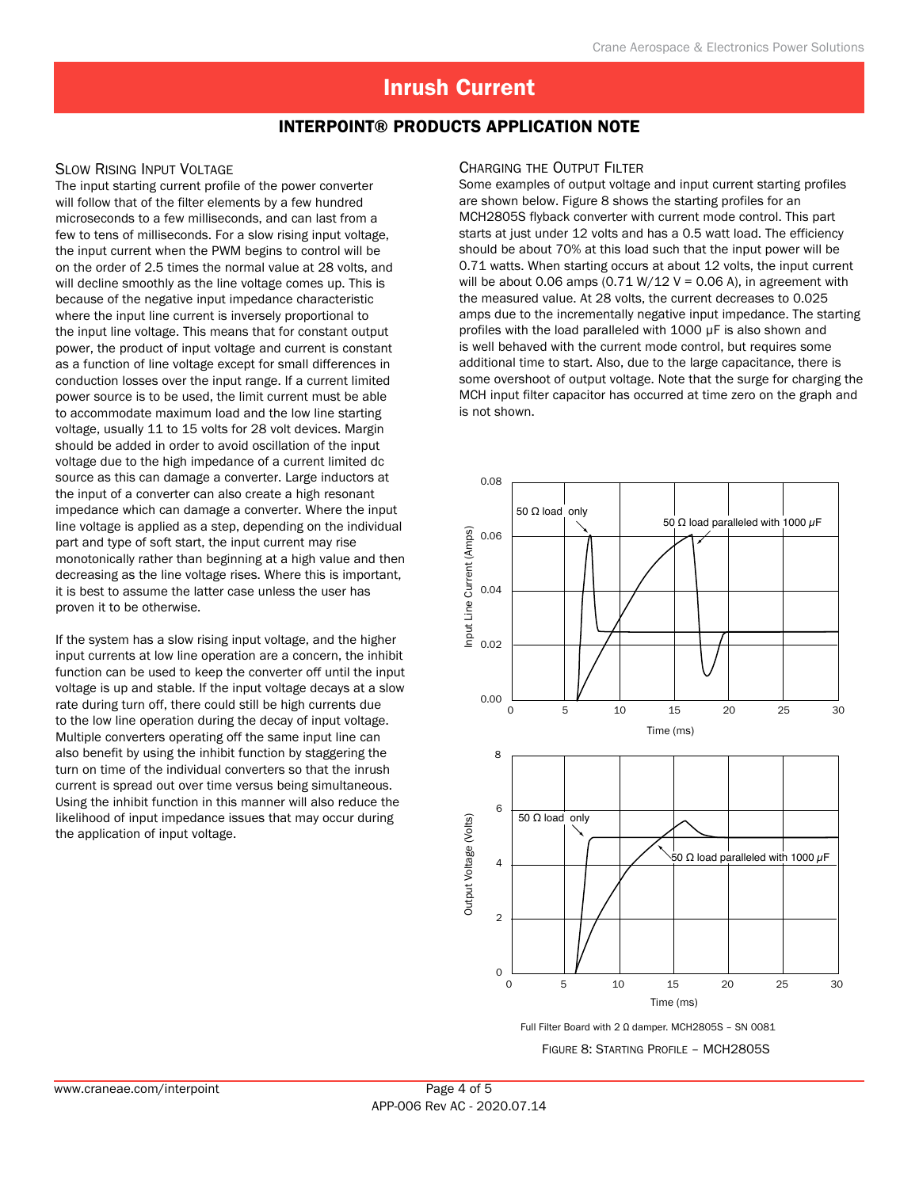# Inrush Current

## INTERPOINT® PRODUCTS APPLICATION NOTE

### Slow Rising Input Voltage

The input starting current profile of the power converter will follow that of the filter elements by a few hundred microseconds to a few milliseconds, and can last from a few to tens of milliseconds. For a slow rising input voltage, the input current when the PWM begins to control will be on the order of 2.5 times the normal value at 28 volts, and will decline smoothly as the line voltage comes up. This is because of the negative input impedance characteristic where the input line current is inversely proportional to the input line voltage. This means that for constant output power, the product of input voltage and current is constant as a function of line voltage except for small differences in conduction losses over the input range. If a current limited power source is to be used, the limit current must be able to accommodate maximum load and the low line starting voltage, usually 11 to 15 volts for 28 volt devices. Margin should be added in order to avoid oscillation of the input voltage due to the high impedance of a current limited dc source as this can damage a converter. Large inductors at the input of a converter can also create a high resonant impedance which can damage a converter. Where the input line voltage is applied as a step, depending on the individual part and type of soft start, the input current may rise monotonically rather than beginning at a high value and then decreasing as the line voltage rises. Where this is important, it is best to assume the latter case unless the user has proven it to be otherwise.

If the system has a slow rising input voltage, and the higher input currents at low line operation are a concern, the inhibit function can be used to keep the converter off until the input voltage is up and stable. If the input voltage decays at a slow rate during turn off, there could still be high currents due to the low line operation during the decay of input voltage. Multiple converters operating off the same input line can also benefit by using the inhibit function by staggering the turn on time of the individual converters so that the inrush current is spread out over time versus being simultaneous. Using the inhibit function in this manner will also reduce the likelihood of input impedance issues that may occur during the application of input voltage.

### Charging the Output Filter

Some examples of output voltage and input current starting profiles are shown below. Figure 8 shows the starting profiles for an MCH2805S flyback converter with current mode control. This part starts at just under 12 volts and has a 0.5 watt load. The efficiency should be about 70% at this load such that the input power will be 0.71 watts. When starting occurs at about 12 volts, the input current will be about 0.06 amps (0.71 W/12 V = 0.06 A), in agreement with the measured value. At 28 volts, the current decreases to 0.025 amps due to the incrementally negative input impedance. The starting profiles with the load paralleled with 1000 µF is also shown and is well behaved with the current mode control, but requires some additional time to start. Also, due to the large capacitance, there is some overshoot of output voltage. Note that the surge for charging the MCH input filter capacitor has occurred at time zero on the graph and is not shown.

Full Filter Board with 2 Ω damper. MCH2805S – SN 0081

Figure 8: Starting Profile – MCH2805S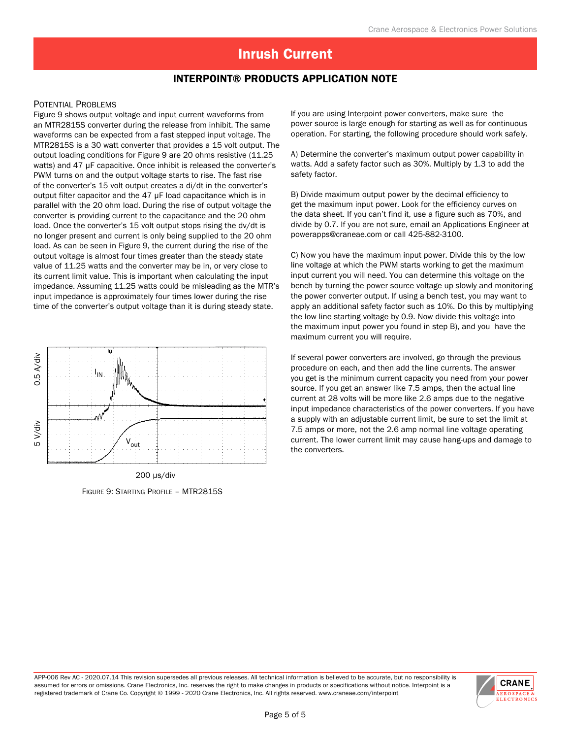# Inrush Current

## INTERPOINT® PRODUCTS APPLICATION NOTE

### Potential Problems

Figure 9 shows output voltage and input current waveforms from an MTR2815S converter during the release from inhibit. The same waveforms can be expected from a fast stepped input voltage. The MTR2815S is a 30 watt converter that provides a 15 volt output. The output loading conditions for Figure 9 are 20 ohms resistive (11.25 watts) and 47 µF capacitive. Once inhibit is released the converter's PWM turns on and the output voltage starts to rise. The fast rise of the converter's 15 volt output creates a di/dt in the converter's output filter capacitor and the 47 µF load capacitance which is in parallel with the 20 ohm load. During the rise of output voltage the converter is providing current to the capacitance and the 20 ohm load. Once the converter's 15 volt output stops rising the dv/dt is no longer present and current is only being supplied to the 20 ohm load. As can be seen in Figure 9, the current during the rise of the output voltage is almost four times greater than the steady state value of 11.25 watts and the converter may be in, or very close to its current limit value. This is important when calculating the input impedance. Assuming 11.25 watts could be misleading as the MTR's input impedance is approximately four times lower during the rise time of the converter's output voltage than it is during steady state.

0.5 A/div

$I_{IN}$

5 V/div

$V_{out}$

200 µs/div

Figure 9: Starting Profile – MTR2815S

If you are using Interpoint power converters, make sure the power source is large enough for starting as well as for continuous operation. For starting, the following procedure should work safely.

A) Determine the converter's maximum output power capability in watts. Add a safety factor such as 30%. Multiply by 1.3 to add the safety factor.

B) Divide maximum output power by the decimal efficiency to get the maximum input power. Look for the efficiency curves on the data sheet. If you can't find it, use a figure such as 70%, and divide by 0.7. If you are not sure, email an Applications Engineer at powerapps@craneae.com or call 425-882-3100.

C) Now you have the maximum input power. Divide this by the low line voltage at which the PWM starts working to get the maximum input current you will need. You can determine this voltage on the bench by turning the power source voltage up slowly and monitoring the power converter output. If using a bench test, you may want to apply an additional safety factor such as 10%. Do this by multiplying the low line starting voltage by 0.9. Now divide this voltage into the maximum input power you found in step B), and you have the maximum current you will require.

If several power converters are involved, go through the previous procedure on each, and then add the line currents. The answer you get is the minimum current capacity you need from your power source. If you get an answer like 7.5 amps, then the actual line current at 28 volts will be more like 2.6 amps due to the negative input impedance characteristics of the power converters. If you have a supply with an adjustable current limit, be sure to set the limit at 7.5 amps or more, not the 2.6 amp normal line voltage operating current. The lower current limit may cause hang-ups and damage to the converters.

APP-006 Rev AC - 2020.07.14 This revision supersedes all previous releases. All technical information is believed to be accurate, but no responsibility is assumed for errors or omissions. Crane Electronics, Inc. reserves the right to make changes in products or specifications without notice. Interpoint is a registered trademark of Crane Co. Copyright © 1999 - 2020 Crane Electronics, Inc. All rights reserved. www.craneae.com/interpoint